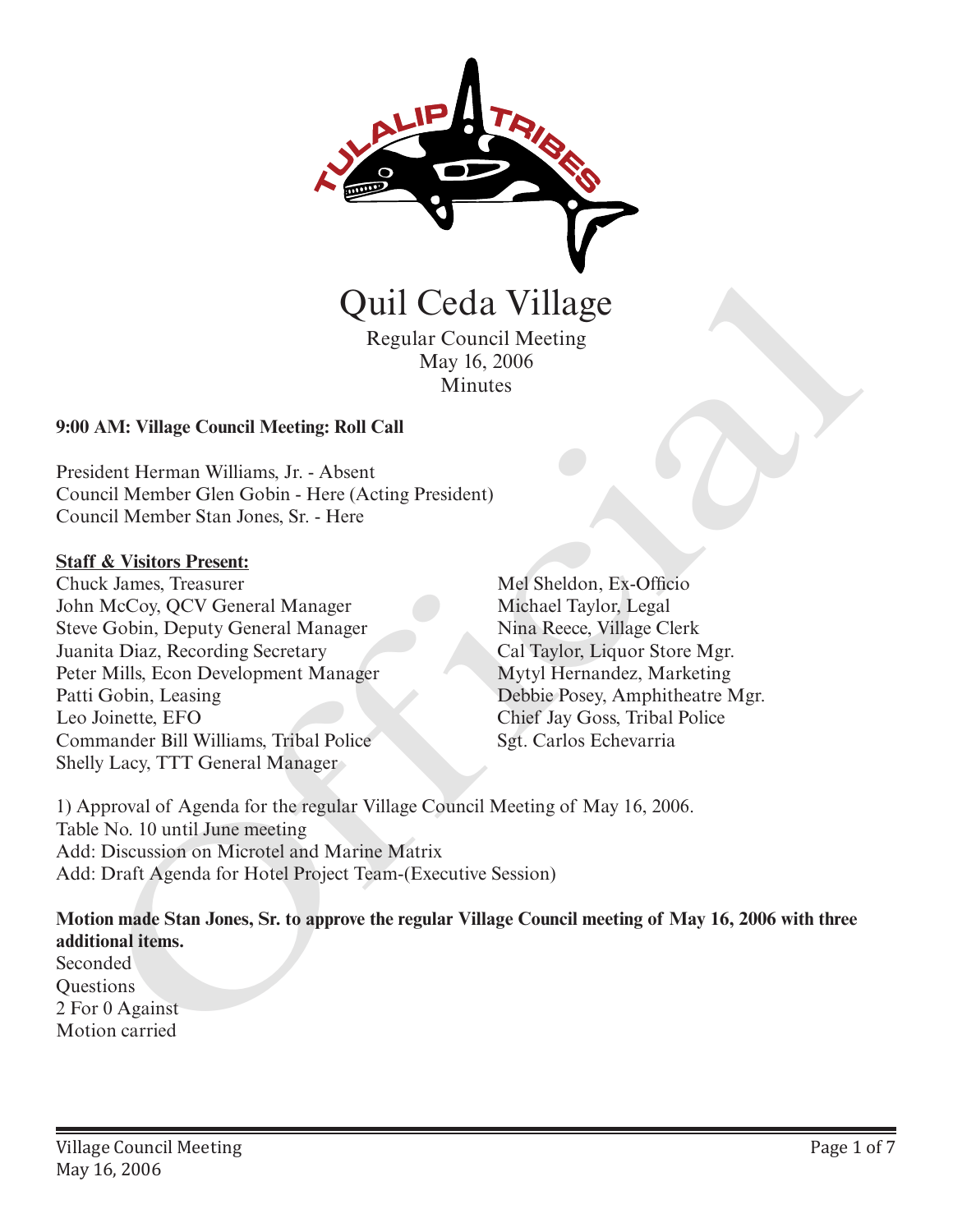# Quil Ceda Village

Regular Council Meeting
May 16, 2006
Minutes

**9:00 AM: Village Council Meeting: Roll Call**

President Herman Williams, Jr. - Absent
Council Member Glen Gobin - Here (Acting President)
Council Member Stan Jones, Sr. - Here

**Staff & Visitors Present:**

Chuck James, Treasurer
John McCoy, QCV General Manager
Steve Gobin, Deputy General Manager
Juanita Diaz, Recording Secretary
Peter Mills, Econ Development Manager
Patti Gobin, Leasing
Leo Joinette, EFO
Commander Bill Williams, Tribal Police
Shelly Lacy, TTT General Manager
Mel Sheldon, Ex-Officio
Michael Taylor, Legal
Nina Reece, Village Clerk
Cal Taylor, Liquor Store Mgr.
Mytyl Hernandez, Marketing
Debbie Posey, Amphitheatre Mgr.
Chief Jay Goss, Tribal Police
Sgt. Carlos Echevarria

1) Approval of Agenda for the regular Village Council Meeting of May 16, 2006.
Table No. 10 until June meeting
Add: Discussion on Microtel and Marine Matrix
Add: Draft Agenda for Hotel Project Team-(Executive Session)

**Motion made Stan Jones, Sr. to approve the regular Village Council meeting of May 16, 2006 with three additional items.**
Seconded
Questions
2 For 0 Against
Motion carried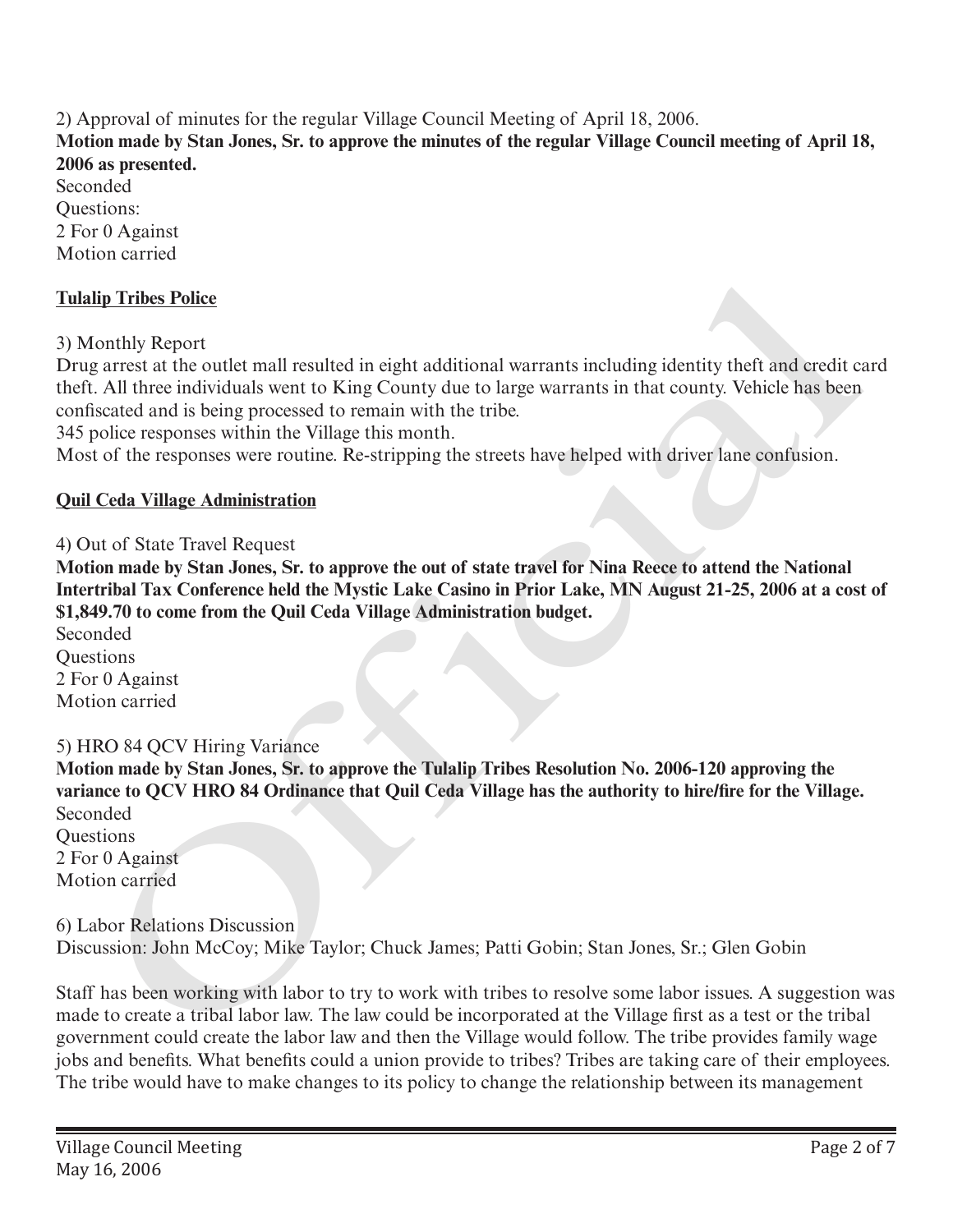2) Approval of minutes for the regular Village Council Meeting of April 18, 2006.

**Motion made by Stan Jones, Sr. to approve the minutes of the regular Village Council meeting of April 18, 2006 as presented.**

Seconded
Questions:
2 For 0 Against
Motion carried

**Tulalip Tribes Police**

3) Monthly Report

Drug arrest at the outlet mall resulted in eight additional warrants including identity theft and credit card theft. All three individuals went to King County due to large warrants in that county. Vehicle has been confiscated and is being processed to remain with the tribe.
345 police responses within the Village this month.
Most of the responses were routine. Re-stripping the streets have helped with driver lane confusion.

**Quil Ceda Village Administration**

4) Out of State Travel Request

**Motion made by Stan Jones, Sr. to approve the out of state travel for Nina Reece to attend the National Intertribal Tax Conference held the Mystic Lake Casino in Prior Lake, MN August 21-25, 2006 at a cost of $1,849.70 to come from the Quil Ceda Village Administration budget.**

Seconded
Questions
2 For 0 Against
Motion carried

5) HRO 84 QCV Hiring Variance

**Motion made by Stan Jones, Sr. to approve the Tulalip Tribes Resolution No. 2006-120 approving the variance to QCV HRO 84 Ordinance that Quil Ceda Village has the authority to hire/fire for the Village.**

Seconded
Questions
2 For 0 Against
Motion carried

6) Labor Relations Discussion

Discussion: John McCoy; Mike Taylor; Chuck James; Patti Gobin; Stan Jones, Sr.; Glen Gobin

Staff has been working with labor to try to work with tribes to resolve some labor issues. A suggestion was made to create a tribal labor law. The law could be incorporated at the Village first as a test or the tribal government could create the labor law and then the Village would follow. The tribe provides family wage jobs and benefits. What benefits could a union provide to tribes? Tribes are taking care of their employees. The tribe would have to make changes to its policy to change the relationship between its management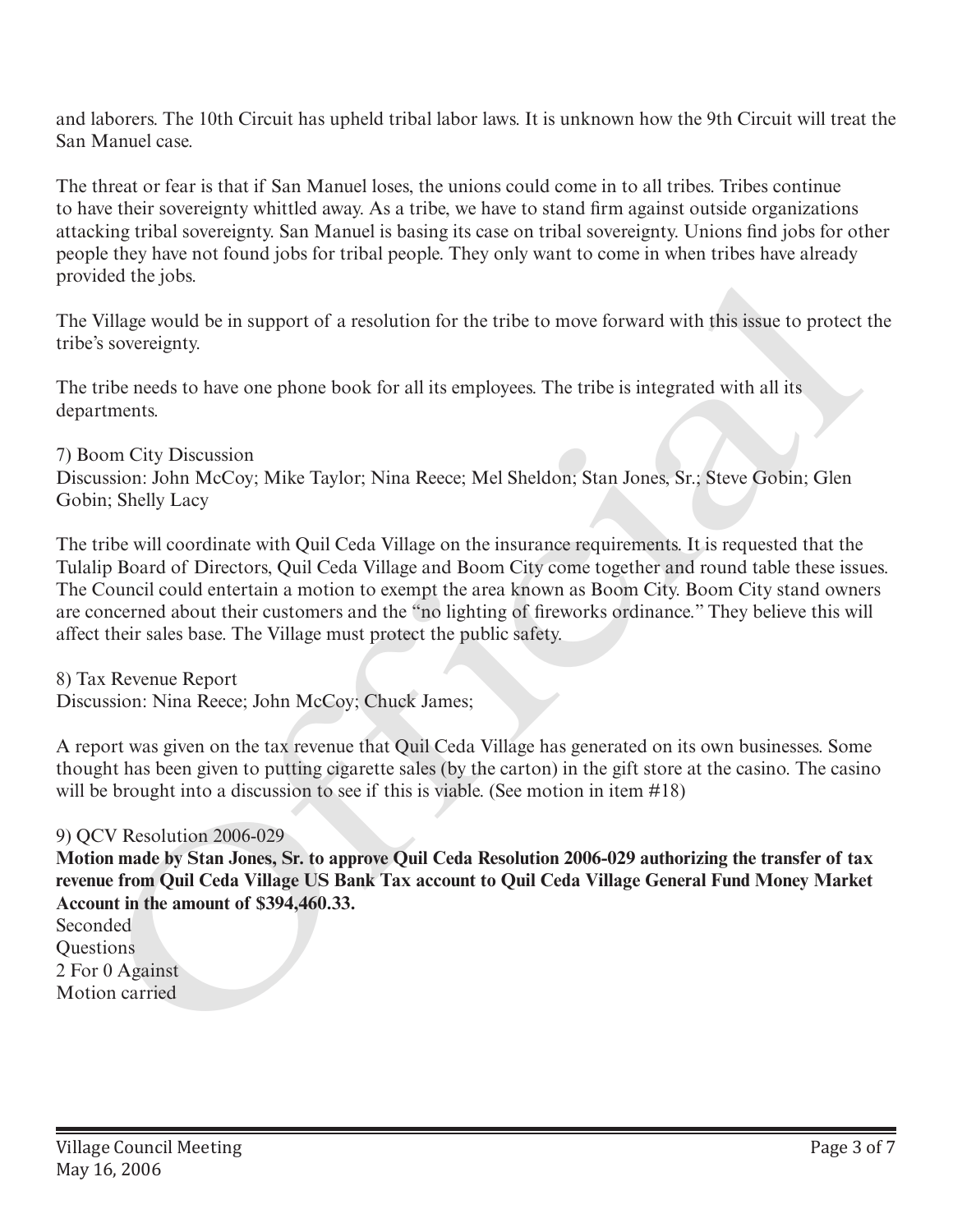and laborers. The 10th Circuit has upheld tribal labor laws. It is unknown how the 9th Circuit will treat the San Manuel case.

The threat or fear is that if San Manuel loses, the unions could come in to all tribes. Tribes continue to have their sovereignty whittled away. As a tribe, we have to stand firm against outside organizations attacking tribal sovereignty. San Manuel is basing its case on tribal sovereignty. Unions find jobs for other people they have not found jobs for tribal people. They only want to come in when tribes have already provided the jobs.

The Village would be in support of a resolution for the tribe to move forward with this issue to protect the tribe's sovereignty.

The tribe needs to have one phone book for all its employees. The tribe is integrated with all its departments.

7) Boom City Discussion
Discussion: John McCoy; Mike Taylor; Nina Reece; Mel Sheldon; Stan Jones, Sr.; Steve Gobin; Glen Gobin; Shelly Lacy

The tribe will coordinate with Quil Ceda Village on the insurance requirements. It is requested that the Tulalip Board of Directors, Quil Ceda Village and Boom City come together and round table these issues. The Council could entertain a motion to exempt the area known as Boom City. Boom City stand owners are concerned about their customers and the "no lighting of fireworks ordinance." They believe this will affect their sales base. The Village must protect the public safety.

8) Tax Revenue Report
Discussion: Nina Reece; John McCoy; Chuck James;

A report was given on the tax revenue that Quil Ceda Village has generated on its own businesses. Some thought has been given to putting cigarette sales (by the carton) in the gift store at the casino. The casino will be brought into a discussion to see if this is viable. (See motion in item #18)

9) QCV Resolution 2006-029
**Motion made by Stan Jones, Sr. to approve Quil Ceda Resolution 2006-029 authorizing the transfer of tax revenue from Quil Ceda Village US Bank Tax account to Quil Ceda Village General Fund Money Market Account in the amount of $394,460.33.**
Seconded
Questions
2 For 0 Against
Motion carried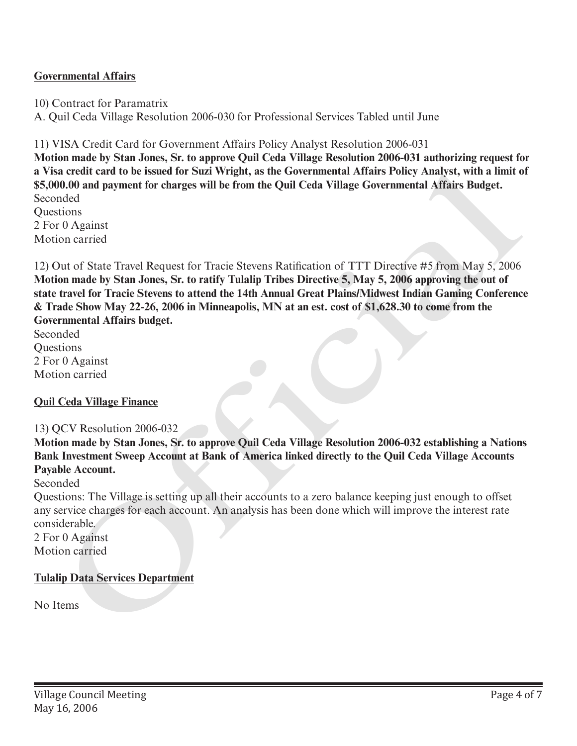**Governmental Affairs**

10) Contract for Paramatrix
A. Quil Ceda Village Resolution 2006-030 for Professional Services Tabled until June

11) VISA Credit Card for Government Affairs Policy Analyst Resolution 2006-031
**Motion made by Stan Jones, Sr. to approve Quil Ceda Village Resolution 2006-031 authorizing request for a Visa credit card to be issued for Suzi Wright, as the Governmental Affairs Policy Analyst, with a limit of $5,000.00 and payment for charges will be from the Quil Ceda Village Governmental Affairs Budget.**
Seconded
Questions
2 For 0 Against
Motion carried

12) Out of State Travel Request for Tracie Stevens Ratification of TTT Directive #5 from May 5, 2006
**Motion made by Stan Jones, Sr. to ratify Tulalip Tribes Directive 5, May 5, 2006 approving the out of state travel for Tracie Stevens to attend the 14th Annual Great Plains/Midwest Indian Gaming Conference & Trade Show May 22-26, 2006 in Minneapolis, MN at an est. cost of $1,628.30 to come from the Governmental Affairs budget.**
Seconded
Questions
2 For 0 Against
Motion carried

**Quil Ceda Village Finance**

13) QCV Resolution 2006-032
**Motion made by Stan Jones, Sr. to approve Quil Ceda Village Resolution 2006-032 establishing a Nations Bank Investment Sweep Account at Bank of America linked directly to the Quil Ceda Village Accounts Payable Account.**
Seconded
Questions: The Village is setting up all their accounts to a zero balance keeping just enough to offset any service charges for each account. An analysis has been done which will improve the interest rate considerable.
2 For 0 Against
Motion carried

**Tulalip Data Services Department**

No Items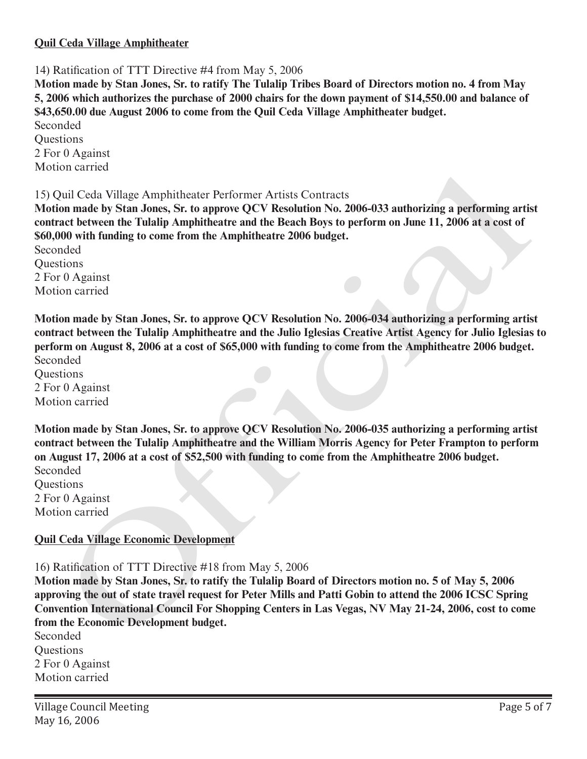**Quil Ceda Village Amphitheater**

14) Ratification of TTT Directive #4 from May 5, 2006

**Motion made by Stan Jones, Sr. to ratify The Tulalip Tribes Board of Directors motion no. 4 from May 5, 2006 which authorizes the purchase of 2000 chairs for the down payment of $14,550.00 and balance of $43,650.00 due August 2006 to come from the Quil Ceda Village Amphitheater budget.**

Seconded
Questions
2 For 0 Against
Motion carried

15) Quil Ceda Village Amphitheater Performer Artists Contracts

**Motion made by Stan Jones, Sr. to approve QCV Resolution No. 2006-033 authorizing a performing artist contract between the Tulalip Amphitheatre and the Beach Boys to perform on June 11, 2006 at a cost of $60,000 with funding to come from the Amphitheatre 2006 budget.**

Seconded
Questions
2 For 0 Against
Motion carried

**Motion made by Stan Jones, Sr. to approve QCV Resolution No. 2006-034 authorizing a performing artist contract between the Tulalip Amphitheatre and the Julio Iglesias Creative Artist Agency for Julio Iglesias to perform on August 8, 2006 at a cost of $65,000 with funding to come from the Amphitheatre 2006 budget.**

Seconded
Questions
2 For 0 Against
Motion carried

**Motion made by Stan Jones, Sr. to approve QCV Resolution No. 2006-035 authorizing a performing artist contract between the Tulalip Amphitheatre and the William Morris Agency for Peter Frampton to perform on August 17, 2006 at a cost of $52,500 with funding to come from the Amphitheatre 2006 budget.**

Seconded
Questions
2 For 0 Against
Motion carried

**Quil Ceda Village Economic Development**

16) Ratification of TTT Directive #18 from May 5, 2006

**Motion made by Stan Jones, Sr. to ratify the Tulalip Board of Directors motion no. 5 of May 5, 2006 approving the out of state travel request for Peter Mills and Patti Gobin to attend the 2006 ICSC Spring Convention International Council For Shopping Centers in Las Vegas, NV May 21-24, 2006, cost to come from the Economic Development budget.**

Seconded
Questions
2 For 0 Against
Motion carried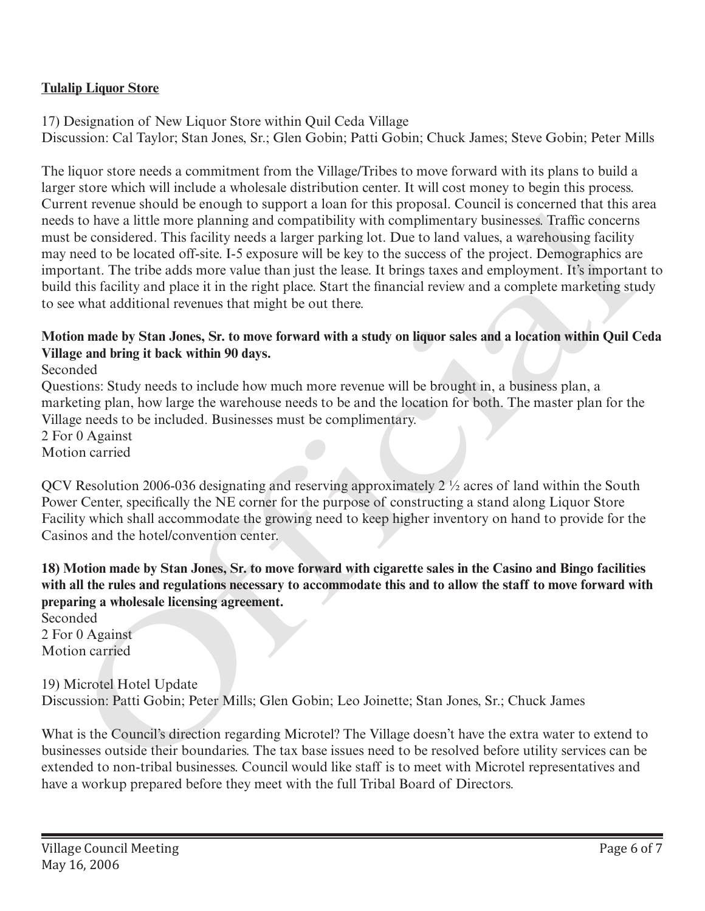**Tulalip Liquor Store**

17) Designation of New Liquor Store within Quil Ceda Village
Discussion: Cal Taylor; Stan Jones, Sr.; Glen Gobin; Patti Gobin; Chuck James; Steve Gobin; Peter Mills

The liquor store needs a commitment from the Village/Tribes to move forward with its plans to build a larger store which will include a wholesale distribution center. It will cost money to begin this process. Current revenue should be enough to support a loan for this proposal. Council is concerned that this area needs to have a little more planning and compatibility with complimentary businesses. Traffic concerns must be considered. This facility needs a larger parking lot. Due to land values, a warehousing facility may need to be located off-site. I-5 exposure will be key to the success of the project. Demographics are important. The tribe adds more value than just the lease. It brings taxes and employment. It's important to build this facility and place it in the right place. Start the financial review and a complete marketing study to see what additional revenues that might be out there.

**Motion made by Stan Jones, Sr. to move forward with a study on liquor sales and a location within Quil Ceda Village and bring it back within 90 days.**
Seconded
Questions: Study needs to include how much more revenue will be brought in, a business plan, a marketing plan, how large the warehouse needs to be and the location for both. The master plan for the Village needs to be included. Businesses must be complimentary.
2 For 0 Against
Motion carried

QCV Resolution 2006-036 designating and reserving approximately 2 ½ acres of land within the South Power Center, specifically the NE corner for the purpose of constructing a stand along Liquor Store Facility which shall accommodate the growing need to keep higher inventory on hand to provide for the Casinos and the hotel/convention center.

**18) Motion made by Stan Jones, Sr. to move forward with cigarette sales in the Casino and Bingo facilities with all the rules and regulations necessary to accommodate this and to allow the staff to move forward with preparing a wholesale licensing agreement.**
Seconded
2 For 0 Against
Motion carried

19) Microtel Hotel Update
Discussion: Patti Gobin; Peter Mills; Glen Gobin; Leo Joinette; Stan Jones, Sr.; Chuck James

What is the Council's direction regarding Microtel? The Village doesn't have the extra water to extend to businesses outside their boundaries. The tax base issues need to be resolved before utility services can be extended to non-tribal businesses. Council would like staff is to meet with Microtel representatives and have a workup prepared before they meet with the full Tribal Board of Directors.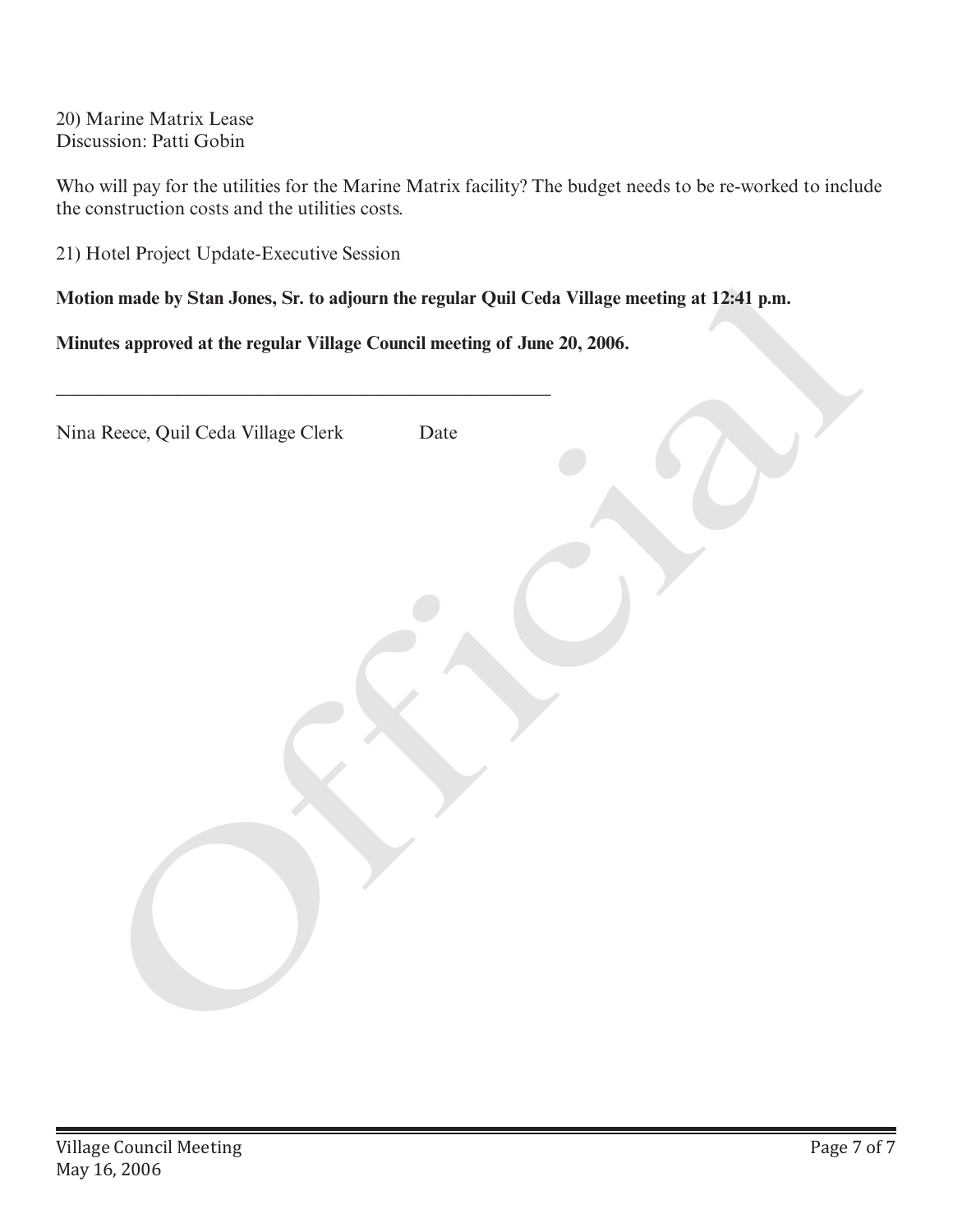20) Marine Matrix Lease
Discussion: Patti Gobin

Who will pay for the utilities for the Marine Matrix facility? The budget needs to be re-worked to include the construction costs and the utilities costs.

21) Hotel Project Update-Executive Session

**Motion made by Stan Jones, Sr. to adjourn the regular Quil Ceda Village meeting at 12:41 p.m.**

**Minutes approved at the regular Village Council meeting of June 20, 2006.**

\_\_\_\_\_\_\_\_\_\_\_\_\_\_\_\_\_\_\_\_\_\_\_\_\_\_\_\_\_\_\_\_\_\_\_\_\_\_\_\_\_\_\_\_\_\_\_\_\_\_\_\_

Nina Reece, Quil Ceda Village Clerk Date